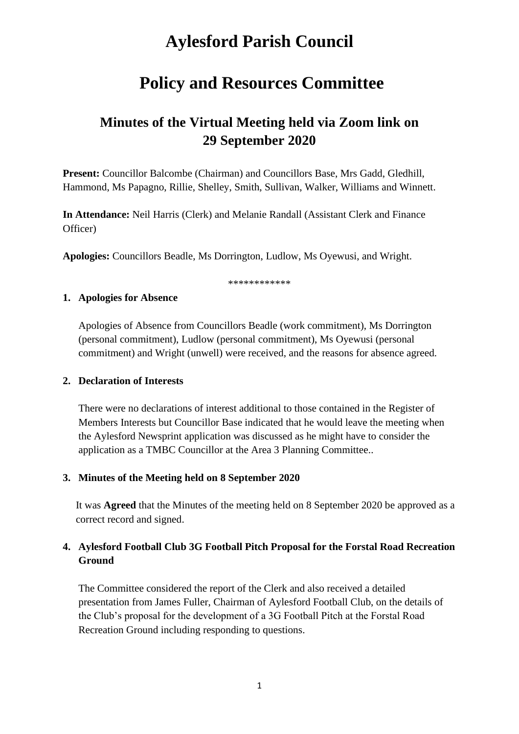# Aylesford Parish Council

# Policy and Resources Committee

## Minutes of the Virtual Meeting held via Zoom link on 29 September 2020

**Present:** Councillor Balcombe (Chairman) and Councillors Base, Mrs Gadd, Gledhill, Hammond, Ms Papagno, Rillie, Shelley, Smith, Sullivan, Walker, Williams and Winnett.

**In Attendance:** Neil Harris (Clerk) and Melanie Randall (Assistant Clerk and Finance Officer)

**Apologies:** Councillors Beadle, Ms Dorrington, Ludlow, Ms Oyewusi, and Wright.

************

### 1. Apologies for Absence

Apologies of Absence from Councillors Beadle (work commitment), Ms Dorrington (personal commitment), Ludlow (personal commitment), Ms Oyewusi (personal commitment) and Wright (unwell) were received, and the reasons for absence agreed.

### 2. Declaration of Interests

There were no declarations of interest additional to those contained in the Register of Members Interests but Councillor Base indicated that he would leave the meeting when the Aylesford Newsprint application was discussed as he might have to consider the application as a TMBC Councillor at the Area 3 Planning Committee..

### 3. Minutes of the Meeting held on 8 September 2020

It was **Agreed** that the Minutes of the meeting held on 8 September 2020 be approved as a correct record and signed.

### 4. Aylesford Football Club 3G Football Pitch Proposal for the Forstal Road Recreation Ground

The Committee considered the report of the Clerk and also received a detailed presentation from James Fuller, Chairman of Aylesford Football Club, on the details of the Club's proposal for the development of a 3G Football Pitch at the Forstal Road Recreation Ground including responding to questions.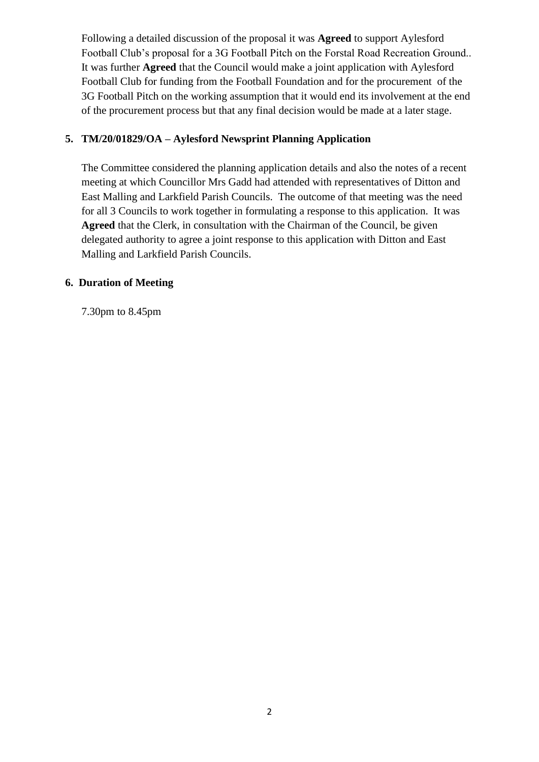Following a detailed discussion of the proposal it was **Agreed** to support Aylesford Football Club's proposal for a 3G Football Pitch on the Forstal Road Recreation Ground.. It was further **Agreed** that the Council would make a joint application with Aylesford Football Club for funding from the Football Foundation and for the procurement of the 3G Football Pitch on the working assumption that it would end its involvement at the end of the procurement process but that any final decision would be made at a later stage.

**5. TM/20/01829/OA – Aylesford Newsprint Planning Application**

The Committee considered the planning application details and also the notes of a recent meeting at which Councillor Mrs Gadd had attended with representatives of Ditton and East Malling and Larkfield Parish Councils. The outcome of that meeting was the need for all 3 Councils to work together in formulating a response to this application. It was **Agreed** that the Clerk, in consultation with the Chairman of the Council, be given delegated authority to agree a joint response to this application with Ditton and East Malling and Larkfield Parish Councils.

**6. Duration of Meeting**

7.30pm to 8.45pm